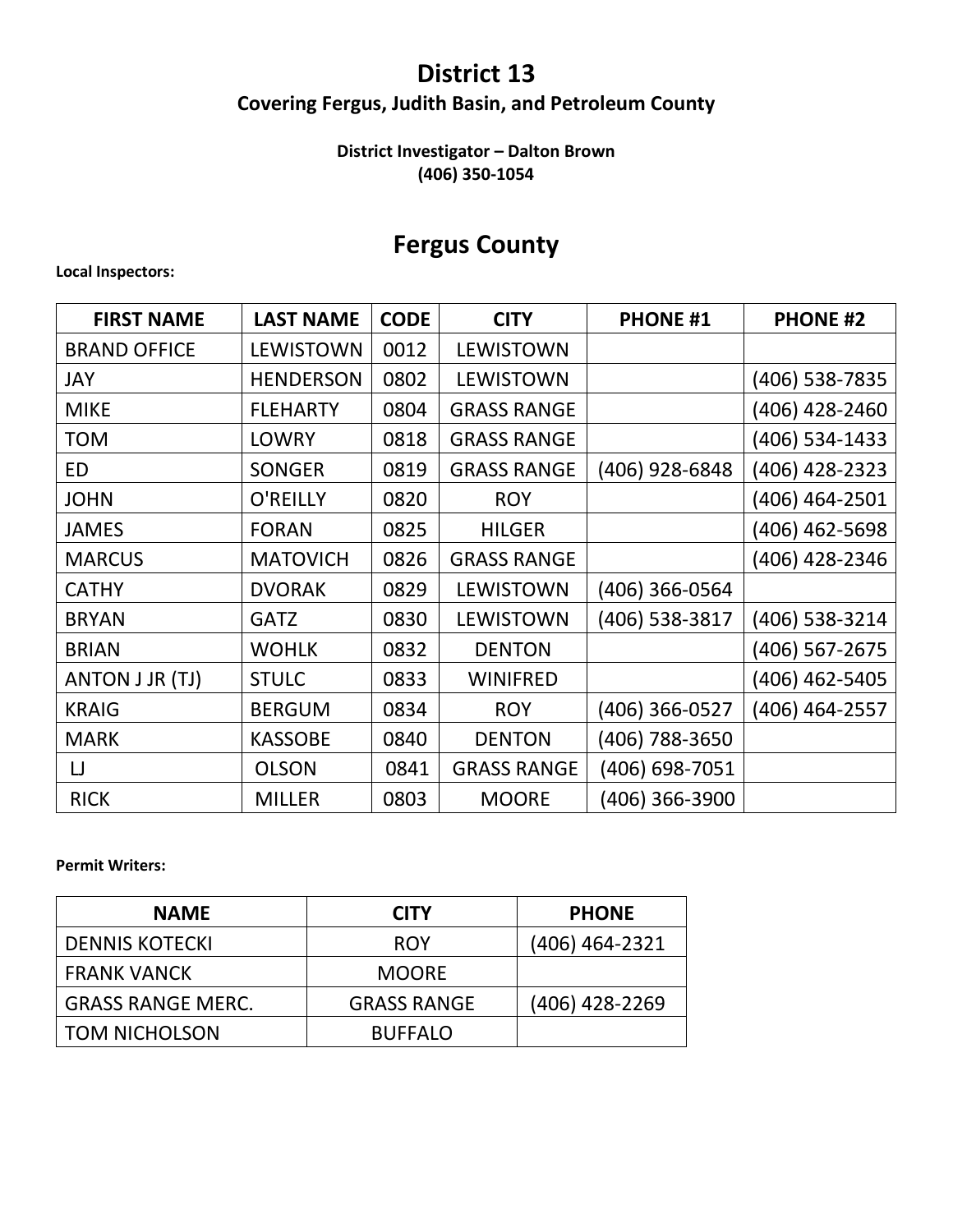# District 13

### Covering Fergus, Judith Basin, and Petroleum County

**District Investigator – Dalton Brown**
**(406) 350-1054**

## Fergus County

**Local Inspectors:**

| FIRST NAME | LAST NAME | CODE | CITY | PHONE #1 | PHONE #2 |
|---|---|---|---|---|---|
| BRAND OFFICE | LEWISTOWN | 0012 | LEWISTOWN | | |
| JAY | HENDERSON | 0802 | LEWISTOWN | | (406) 538-7835 |
| MIKE | FLEHARTY | 0804 | GRASS RANGE | | (406) 428-2460 |
| TOM | LOWRY | 0818 | GRASS RANGE | | (406) 534-1433 |
| ED | SONGER | 0819 | GRASS RANGE | (406) 928-6848 | (406) 428-2323 |
| JOHN | O'REILLY | 0820 | ROY | | (406) 464-2501 |
| JAMES | FORAN | 0825 | HILGER | | (406) 462-5698 |
| MARCUS | MATOVICH | 0826 | GRASS RANGE | | (406) 428-2346 |
| CATHY | DVORAK | 0829 | LEWISTOWN | (406) 366-0564 | |
| BRYAN | GATZ | 0830 | LEWISTOWN | (406) 538-3817 | (406) 538-3214 |
| BRIAN | WOHLK | 0832 | DENTON | | (406) 567-2675 |
| ANTON J JR (TJ) | STULC | 0833 | WINIFRED | | (406) 462-5405 |
| KRAIG | BERGUM | 0834 | ROY | (406) 366-0527 | (406) 464-2557 |
| MARK | KASSOBE | 0840 | DENTON | (406) 788-3650 | |
| LJ | OLSON | 0841 | GRASS RANGE | (406) 698-7051 | |
| RICK | MILLER | 0803 | MOORE | (406) 366-3900 | |

**Permit Writers:**

| NAME | CITY | PHONE |
|---|---|---|
| DENNIS KOTECKI | ROY | (406) 464-2321 |
| FRANK VANCK | MOORE | |
| GRASS RANGE MERC. | GRASS RANGE | (406) 428-2269 |
| TOM NICHOLSON | BUFFALO | |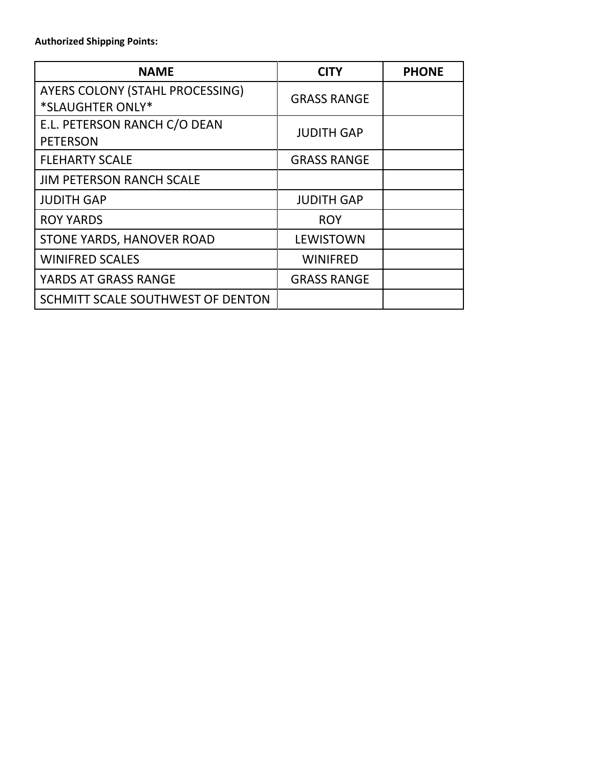**Authorized Shipping Points:**

| NAME | CITY | PHONE |
|---|---|---|
| AYERS COLONY (STAHL PROCESSING) *SLAUGHTER ONLY* | GRASS RANGE | |
| E.L. PETERSON RANCH C/O DEAN PETERSON | JUDITH GAP | |
| FLEHARTY SCALE | GRASS RANGE | |
| JIM PETERSON RANCH SCALE | | |
| JUDITH GAP | JUDITH GAP | |
| ROY YARDS | ROY | |
| STONE YARDS, HANOVER ROAD | LEWISTOWN | |
| WINIFRED SCALES | WINIFRED | |
| YARDS AT GRASS RANGE | GRASS RANGE | |
| SCHMITT SCALE SOUTHWEST OF DENTON | | |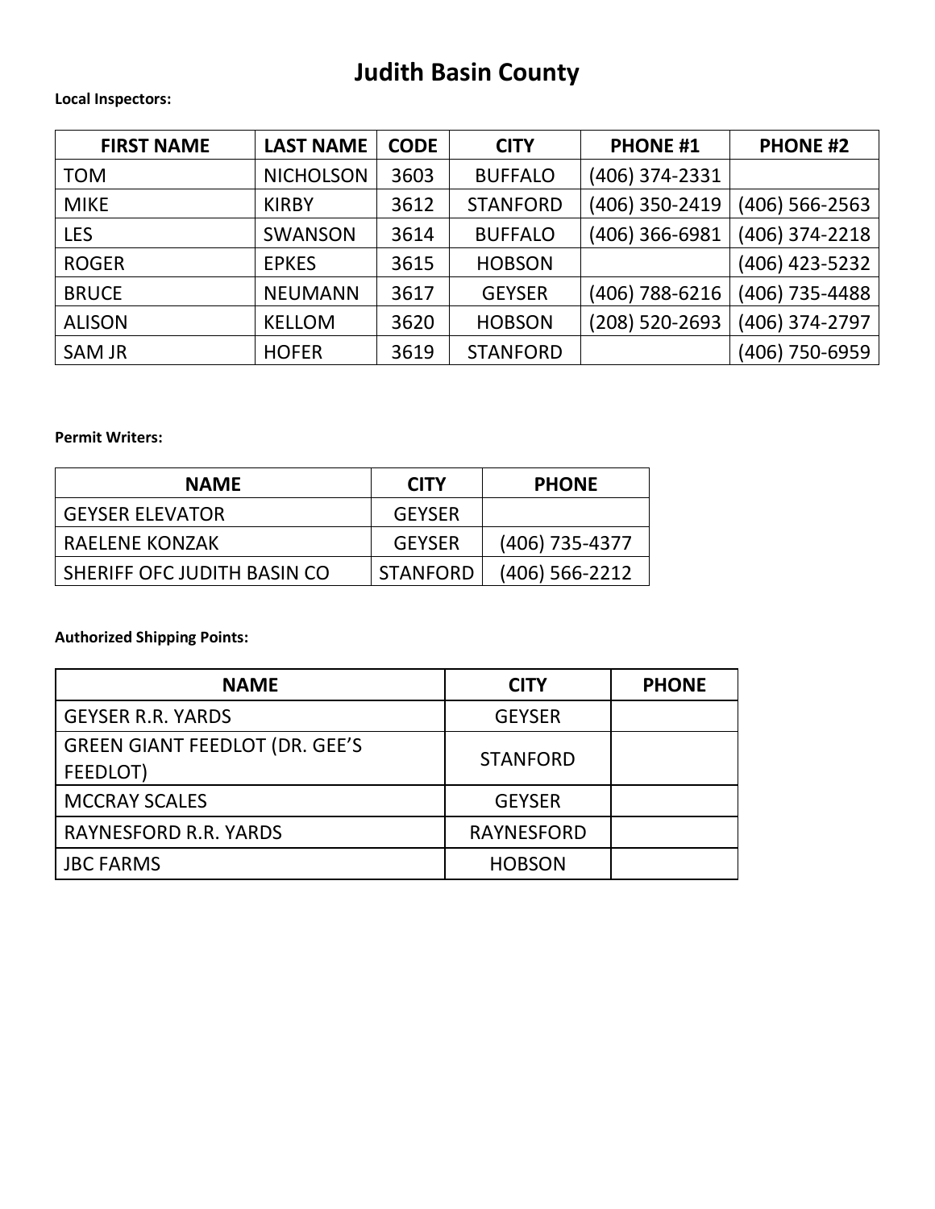# Judith Basin County

**Local Inspectors:**

| FIRST NAME | LAST NAME | CODE | CITY | PHONE #1 | PHONE #2 |
|---|---|---|---|---|---|
| TOM | NICHOLSON | 3603 | BUFFALO | (406) 374-2331 | |
| MIKE | KIRBY | 3612 | STANFORD | (406) 350-2419 | (406) 566-2563 |
| LES | SWANSON | 3614 | BUFFALO | (406) 366-6981 | (406) 374-2218 |
| ROGER | EPKES | 3615 | HOBSON | | (406) 423-5232 |
| BRUCE | NEUMANN | 3617 | GEYSER | (406) 788-6216 | (406) 735-4488 |
| ALISON | KELLOM | 3620 | HOBSON | (208) 520-2693 | (406) 374-2797 |
| SAM JR | HOFER | 3619 | STANFORD | | (406) 750-6959 |

**Permit Writers:**

| NAME | CITY | PHONE |
|---|---|---|
| GEYSER ELEVATOR | GEYSER | |
| RAELENE KONZAK | GEYSER | (406) 735-4377 |
| SHERIFF OFC JUDITH BASIN CO | STANFORD | (406) 566-2212 |

**Authorized Shipping Points:**

| NAME | CITY | PHONE |
|---|---|---|
| GEYSER R.R. YARDS | GEYSER | |
| GREEN GIANT FEEDLOT (DR. GEE'S FEEDLOT) | STANFORD | |
| MCCRAY SCALES | GEYSER | |
| RAYNESFORD R.R. YARDS | RAYNESFORD | |
| JBC FARMS | HOBSON | |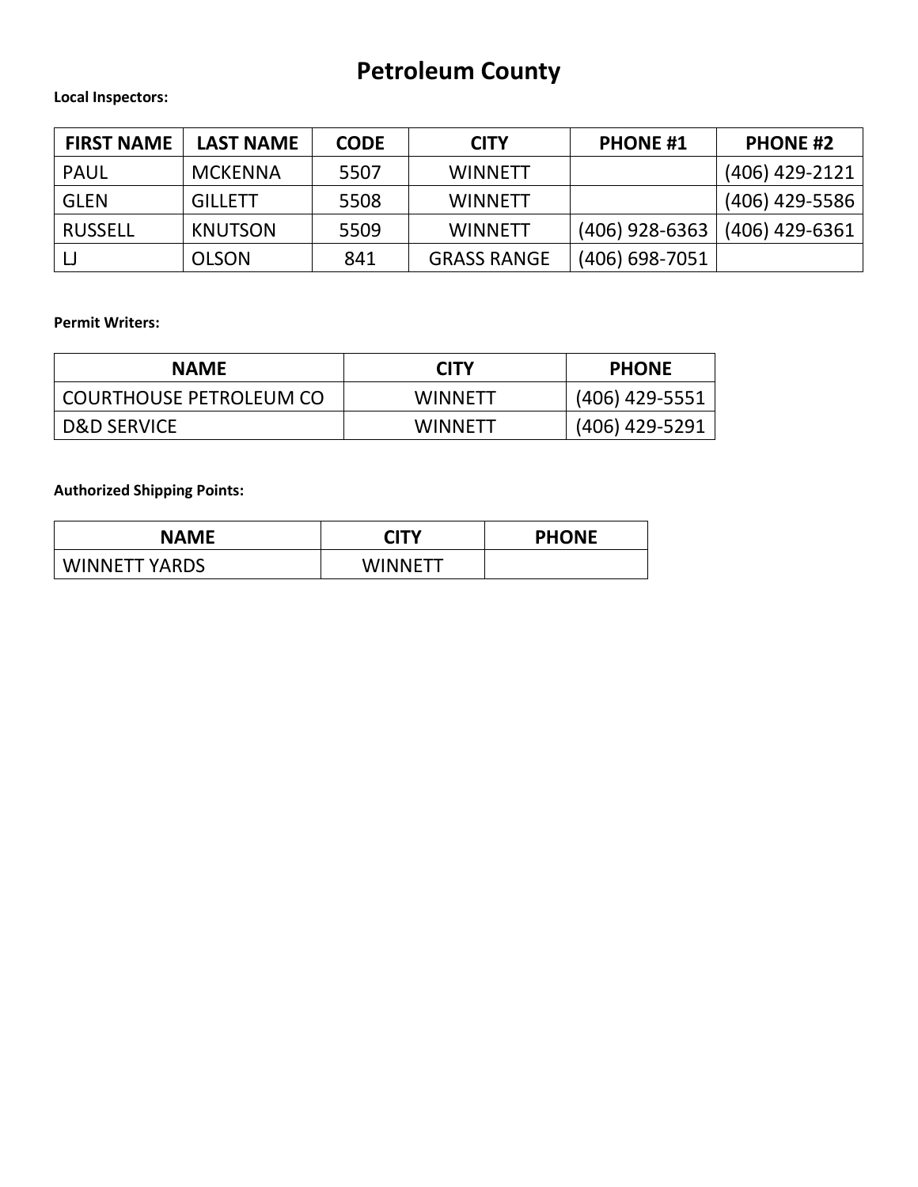# Petroleum County

**Local Inspectors:**

| FIRST NAME | LAST NAME | CODE | CITY | PHONE #1 | PHONE #2 |
|---|---|---|---|---|---|
| PAUL | MCKENNA | 5507 | WINNETT | | (406) 429-2121 |
| GLEN | GILLETT | 5508 | WINNETT | | (406) 429-5586 |
| RUSSELL | KNUTSON | 5509 | WINNETT | (406) 928-6363 | (406) 429-6361 |
| LJ | OLSON | 841 | GRASS RANGE | (406) 698-7051 | |

**Permit Writers:**

| NAME | CITY | PHONE |
|---|---|---|
| COURTHOUSE PETROLEUM CO | WINNETT | (406) 429-5551 |
| D&D SERVICE | WINNETT | (406) 429-5291 |

**Authorized Shipping Points:**

| NAME | CITY | PHONE |
|---|---|---|
| WINNETT YARDS | WINNETT | |